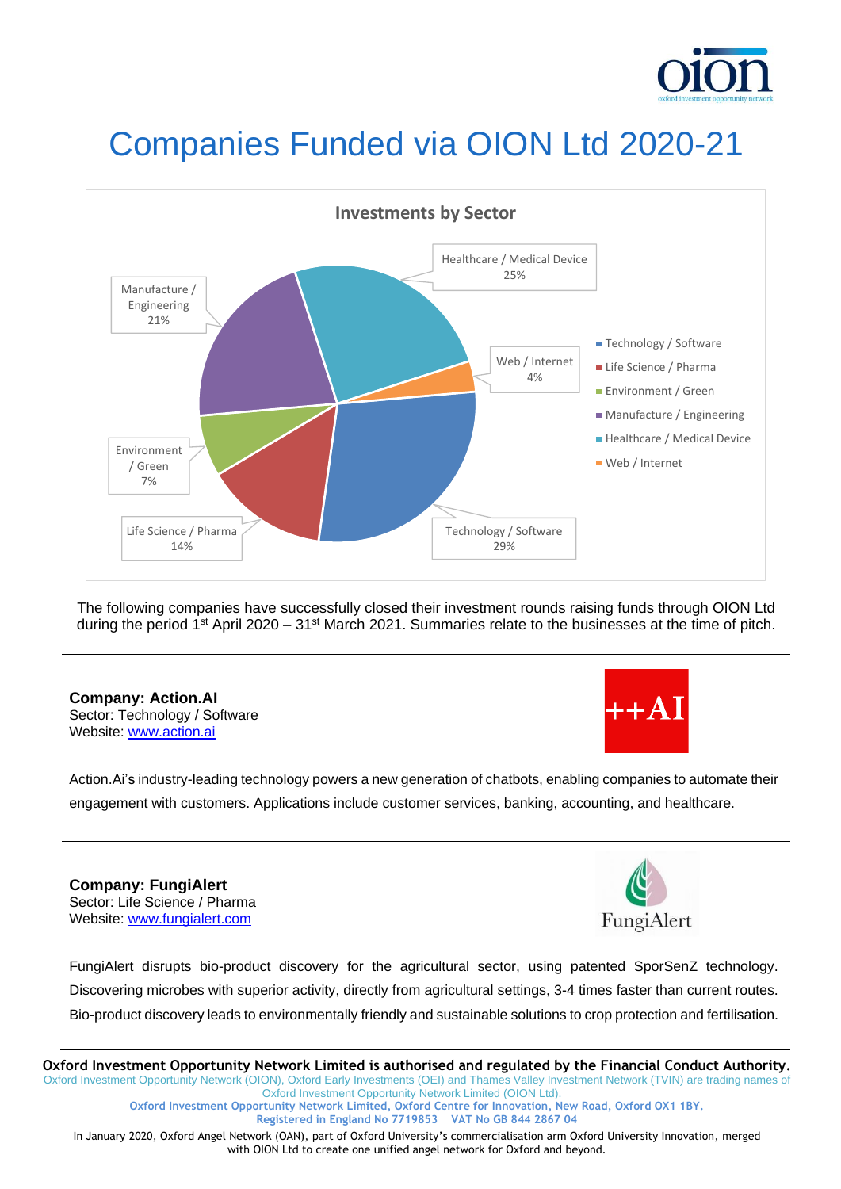# Companies Funded via OION Ltd 2020-21

**Investments by Sector**

| Sector | Share |
|---|---|
| Technology / Software | 29% |
| Life Science / Pharma | 14% |
| Environment / Green | 7% |
| Manufacture / Engineering | 21% |
| Healthcare / Medical Device | 25% |
| Web / Internet | 4% |

The following companies have successfully closed their investment rounds raising funds through OION Ltd during the period 1st April 2020 – 31st March 2021. Summaries relate to the businesses at the time of pitch.

---

**Company: Action.AI**
Sector: Technology / Software
Website: [www.action.ai](http://www.action.ai)

Action.Ai's industry-leading technology powers a new generation of chatbots, enabling companies to automate their engagement with customers. Applications include customer services, banking, accounting, and healthcare.

---

**Company: FungiAlert**
Sector: Life Science / Pharma
Website: [www.fungialert.com](http://www.fungialert.com)

FungiAlert disrupts bio-product discovery for the agricultural sector, using patented SporSenZ technology. Discovering microbes with superior activity, directly from agricultural settings, 3-4 times faster than current routes. Bio-product discovery leads to environmentally friendly and sustainable solutions to crop protection and fertilisation.

---

**Oxford Investment Opportunity Network Limited is authorised and regulated by the Financial Conduct Authority.**
Oxford Investment Opportunity Network (OION), Oxford Early Investments (OEI) and Thames Valley Investment Network (TVIN) are trading names of Oxford Investment Opportunity Network Limited (OION Ltd).
**Oxford Investment Opportunity Network Limited, Oxford Centre for Innovation, New Road, Oxford OX1 1BY.**
**Registered in England No 7719853 VAT No GB 844 2867 04**
In January 2020, Oxford Angel Network (OAN), part of Oxford University's commercialisation arm Oxford University Innovation, merged with OION Ltd to create one unified angel network for Oxford and beyond.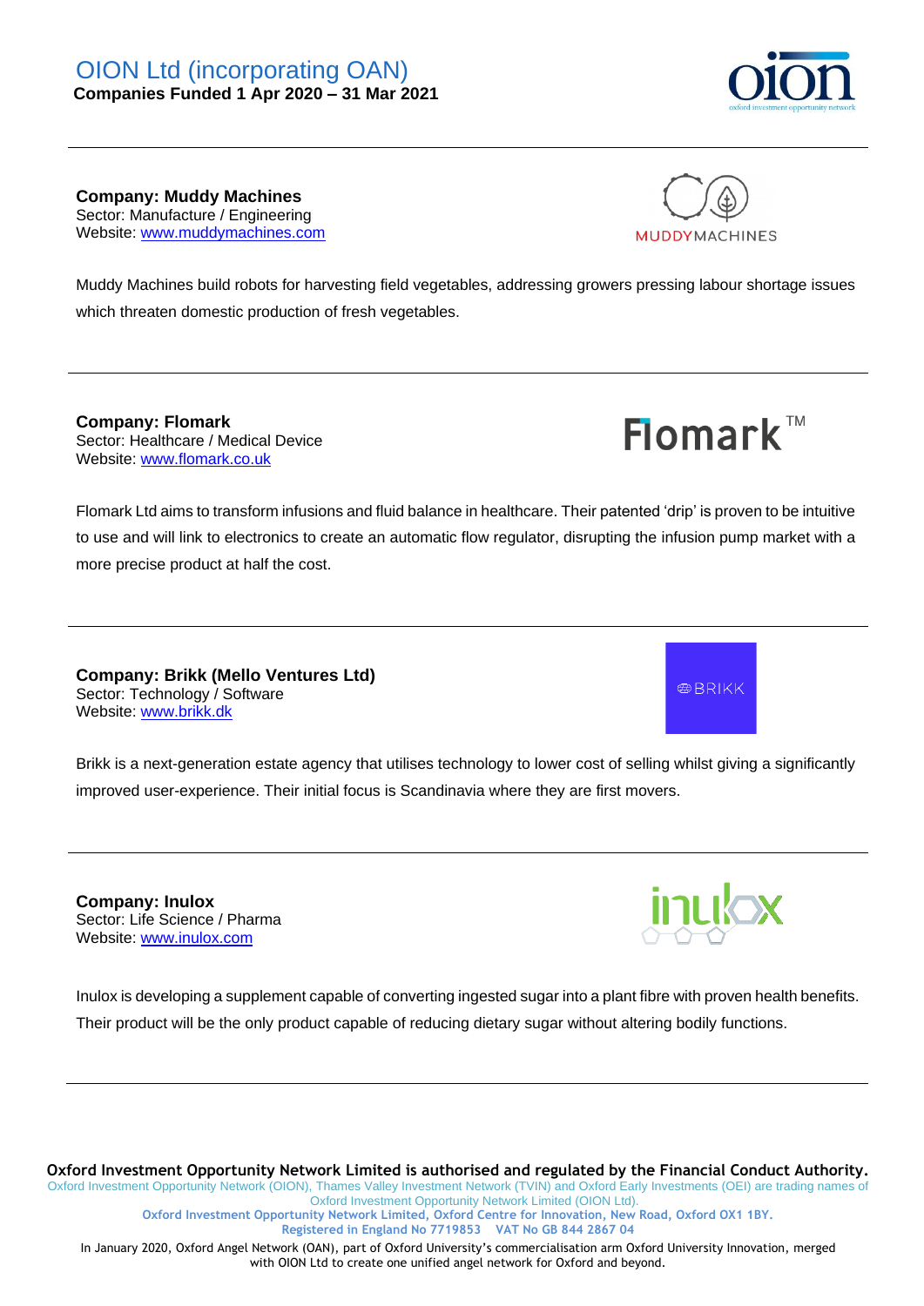# OION Ltd (incorporating OAN)

**Companies Funded 1 Apr 2020 – 31 Mar 2021**

---

**Company: Muddy Machines**
Sector: Manufacture / Engineering
Website: www.muddymachines.com

Muddy Machines build robots for harvesting field vegetables, addressing growers pressing labour shortage issues which threaten domestic production of fresh vegetables.

---

**Company: Flomark**
Sector: Healthcare / Medical Device
Website: www.flomark.co.uk

Flomark Ltd aims to transform infusions and fluid balance in healthcare. Their patented 'drip' is proven to be intuitive to use and will link to electronics to create an automatic flow regulator, disrupting the infusion pump market with a more precise product at half the cost.

---

**Company: Brikk (Mello Ventures Ltd)**
Sector: Technology / Software
Website: www.brikk.dk

Brikk is a next-generation estate agency that utilises technology to lower cost of selling whilst giving a significantly improved user-experience. Their initial focus is Scandinavia where they are first movers.

---

**Company: Inulox**
Sector: Life Science / Pharma
Website: www.inulox.com

Inulox is developing a supplement capable of converting ingested sugar into a plant fibre with proven health benefits. Their product will be the only product capable of reducing dietary sugar without altering bodily functions.

---

**Oxford Investment Opportunity Network Limited is authorised and regulated by the Financial Conduct Authority.**
Oxford Investment Opportunity Network (OION), Thames Valley Investment Network (TVIN) and Oxford Early Investments (OEI) are trading names of Oxford Investment Opportunity Network Limited (OION Ltd).
**Oxford Investment Opportunity Network Limited, Oxford Centre for Innovation, New Road, Oxford OX1 1BY.**
**Registered in England No 7719853 VAT No GB 844 2867 04**
In January 2020, Oxford Angel Network (OAN), part of Oxford University's commercialisation arm Oxford University Innovation, merged with OION Ltd to create one unified angel network for Oxford and beyond.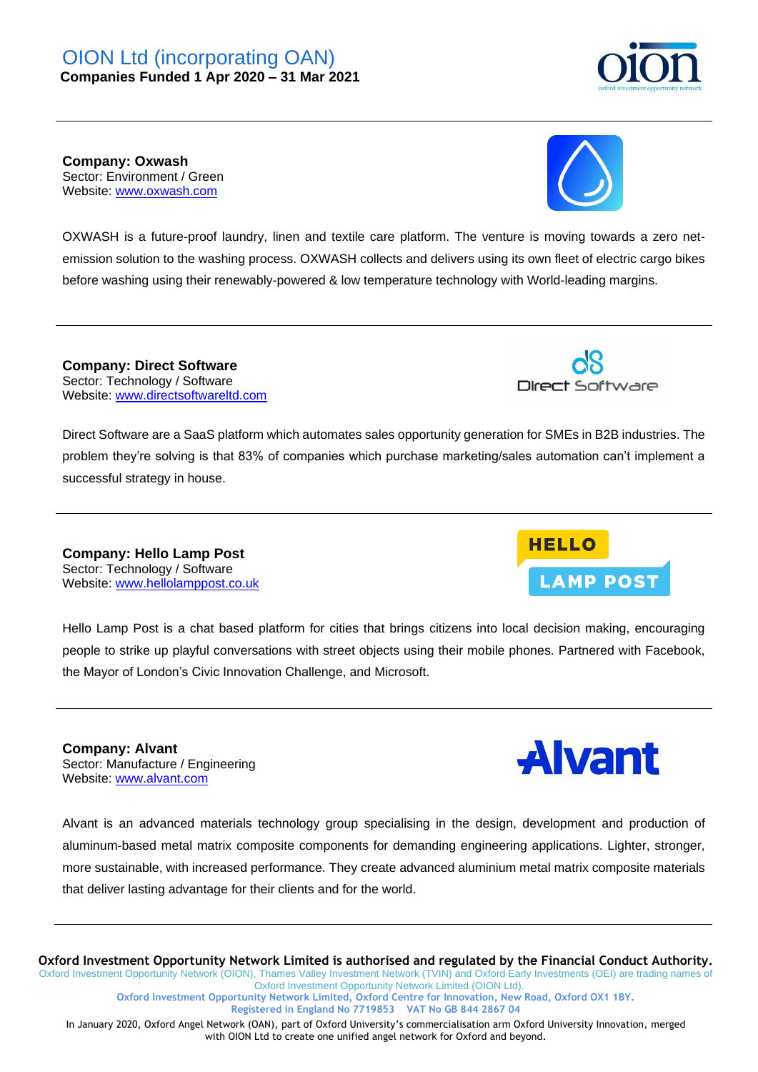**Company: Oxwash**
Sector: Environment / Green
Website: www.oxwash.com

OXWASH is a future-proof laundry, linen and textile care platform. The venture is moving towards a zero net-emission solution to the washing process. OXWASH collects and delivers using its own fleet of electric cargo bikes before washing using their renewably-powered & low temperature technology with World-leading margins.

---

**Company: Direct Software**
Sector: Technology / Software
Website: www.directsoftwareltd.com

Direct Software are a SaaS platform which automates sales opportunity generation for SMEs in B2B industries. The problem they're solving is that 83% of companies which purchase marketing/sales automation can't implement a successful strategy in house.

---

**Company: Hello Lamp Post**
Sector: Technology / Software
Website: www.hellolamppost.co.uk

Hello Lamp Post is a chat based platform for cities that brings citizens into local decision making, encouraging people to strike up playful conversations with street objects using their mobile phones. Partnered with Facebook, the Mayor of London's Civic Innovation Challenge, and Microsoft.

---

**Company: Alvant**
Sector: Manufacture / Engineering
Website: www.alvant.com

Alvant is an advanced materials technology group specialising in the design, development and production of aluminum-based metal matrix composite components for demanding engineering applications. Lighter, stronger, more sustainable, with increased performance. They create advanced aluminium metal matrix composite materials that deliver lasting advantage for their clients and for the world.

---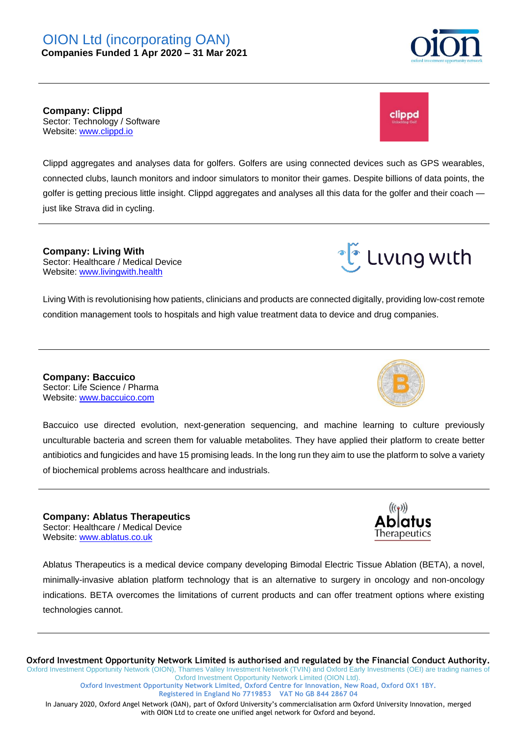# OION Ltd (incorporating OAN)

**Companies Funded 1 Apr 2020 – 31 Mar 2021**

---

**Company: Clippd**
Sector: Technology / Software
Website: www.clippd.io

Clippd aggregates and analyses data for golfers. Golfers are using connected devices such as GPS wearables, connected clubs, launch monitors and indoor simulators to monitor their games. Despite billions of data points, the golfer is getting precious little insight. Clippd aggregates and analyses all this data for the golfer and their coach — just like Strava did in cycling.

---

**Company: Living With**
Sector: Healthcare / Medical Device
Website: www.livingwith.health

Living With is revolutionising how patients, clinicians and products are connected digitally, providing low-cost remote condition management tools to hospitals and high value treatment data to device and drug companies.

---

**Company: Baccuico**
Sector: Life Science / Pharma
Website: www.baccuico.com

Baccuico use directed evolution, next-generation sequencing, and machine learning to culture previously unculturable bacteria and screen them for valuable metabolites. They have applied their platform to create better antibiotics and fungicides and have 15 promising leads. In the long run they aim to use the platform to solve a variety of biochemical problems across healthcare and industrials.

---

**Company: Ablatus Therapeutics**
Sector: Healthcare / Medical Device
Website: www.ablatus.co.uk

Ablatus Therapeutics is a medical device company developing Bimodal Electric Tissue Ablation (BETA), a novel, minimally-invasive ablation platform technology that is an alternative to surgery in oncology and non-oncology indications. BETA overcomes the limitations of current products and can offer treatment options where existing technologies cannot.

---

**Oxford Investment Opportunity Network Limited is authorised and regulated by the Financial Conduct Authority.**
Oxford Investment Opportunity Network (OION), Thames Valley Investment Network (TVIN) and Oxford Early Investments (OEI) are trading names of Oxford Investment Opportunity Network Limited (OION Ltd).
**Oxford Investment Opportunity Network Limited, Oxford Centre for Innovation, New Road, Oxford OX1 1BY.**
**Registered in England No 7719853 VAT No GB 844 2867 04**
In January 2020, Oxford Angel Network (OAN), part of Oxford University's commercialisation arm Oxford University Innovation, merged with OION Ltd to create one unified angel network for Oxford and beyond.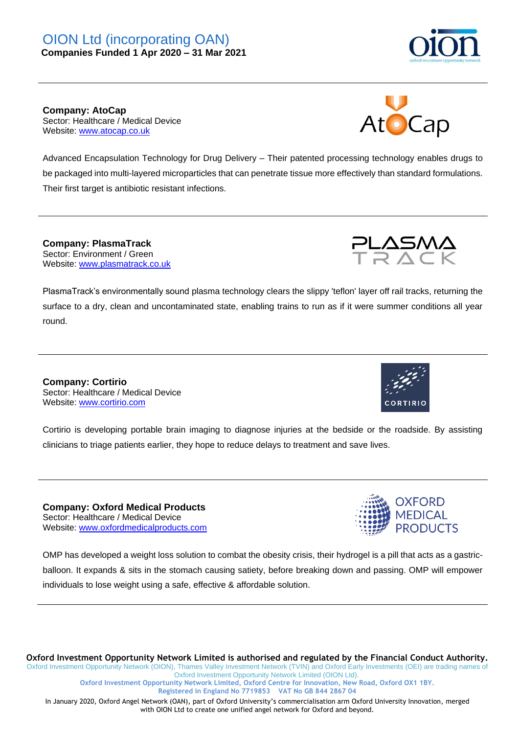# OION Ltd (incorporating OAN)

**Companies Funded 1 Apr 2020 – 31 Mar 2021**

---

**Company: AtoCap**
Sector: Healthcare / Medical Device
Website: www.atocap.co.uk

Advanced Encapsulation Technology for Drug Delivery – Their patented processing technology enables drugs to be packaged into multi-layered microparticles that can penetrate tissue more effectively than standard formulations. Their first target is antibiotic resistant infections.

---

**Company: PlasmaTrack**
Sector: Environment / Green
Website: www.plasmatrack.co.uk

PlasmaTrack's environmentally sound plasma technology clears the slippy 'teflon' layer off rail tracks, returning the surface to a dry, clean and uncontaminated state, enabling trains to run as if it were summer conditions all year round.

---

**Company: Cortirio**
Sector: Healthcare / Medical Device
Website: www.cortirio.com

Cortirio is developing portable brain imaging to diagnose injuries at the bedside or the roadside. By assisting clinicians to triage patients earlier, they hope to reduce delays to treatment and save lives.

---

**Company: Oxford Medical Products**
Sector: Healthcare / Medical Device
Website: www.oxfordmedicalproducts.com

OMP has developed a weight loss solution to combat the obesity crisis, their hydrogel is a pill that acts as a gastric-balloon. It expands & sits in the stomach causing satiety, before breaking down and passing. OMP will empower individuals to lose weight using a safe, effective & affordable solution.

---

**Oxford Investment Opportunity Network Limited is authorised and regulated by the Financial Conduct Authority.**
Oxford Investment Opportunity Network (OION), Thames Valley Investment Network (TVIN) and Oxford Early Investments (OEI) are trading names of Oxford Investment Opportunity Network Limited (OION Ltd).
**Oxford Investment Opportunity Network Limited, Oxford Centre for Innovation, New Road, Oxford OX1 1BY.**
**Registered in England No 7719853 VAT No GB 844 2867 04**
In January 2020, Oxford Angel Network (OAN), part of Oxford University's commercialisation arm Oxford University Innovation, merged with OION Ltd to create one unified angel network for Oxford and beyond.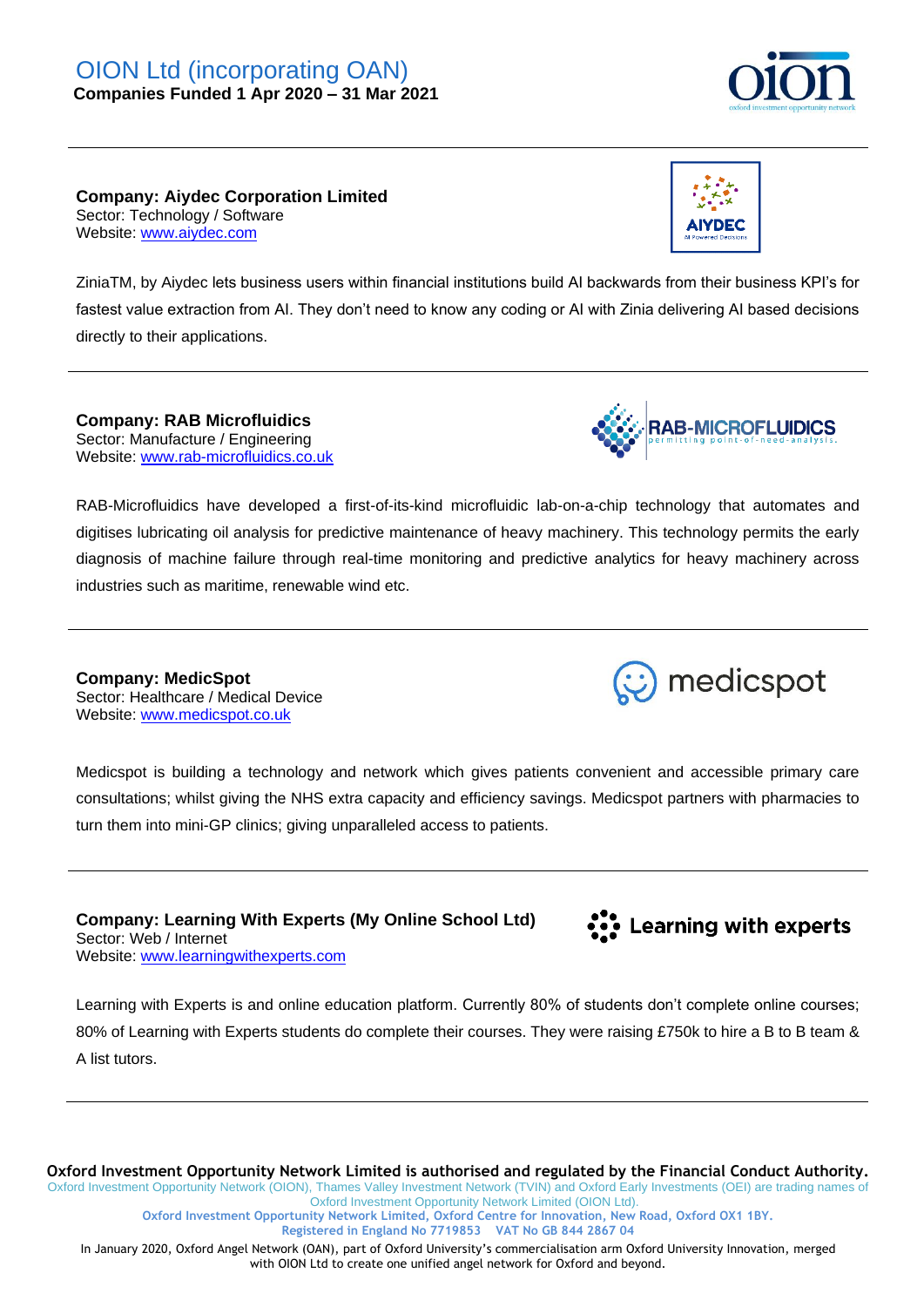# OION Ltd (incorporating OAN)

**Companies Funded 1 Apr 2020 – 31 Mar 2021**

---

**Company: Aiydec Corporation Limited**
Sector: Technology / Software
Website: www.aiydec.com

ZiniaTM, by Aiydec lets business users within financial institutions build AI backwards from their business KPI's for fastest value extraction from AI. They don't need to know any coding or AI with Zinia delivering AI based decisions directly to their applications.

---

**Company: RAB Microfluidics**
Sector: Manufacture / Engineering
Website: www.rab-microfluidics.co.uk

RAB-Microfluidics have developed a first-of-its-kind microfluidic lab-on-a-chip technology that automates and digitises lubricating oil analysis for predictive maintenance of heavy machinery. This technology permits the early diagnosis of machine failure through real-time monitoring and predictive analytics for heavy machinery across industries such as maritime, renewable wind etc.

---

**Company: MedicSpot**
Sector: Healthcare / Medical Device
Website: www.medicspot.co.uk

Medicspot is building a technology and network which gives patients convenient and accessible primary care consultations; whilst giving the NHS extra capacity and efficiency savings. Medicspot partners with pharmacies to turn them into mini-GP clinics; giving unparalleled access to patients.

---

**Company: Learning With Experts (My Online School Ltd)**
Sector: Web / Internet
Website: www.learningwithexperts.com

Learning with Experts is and online education platform. Currently 80% of students don't complete online courses; 80% of Learning with Experts students do complete their courses. They were raising £750k to hire a B to B team & A list tutors.

---

**Oxford Investment Opportunity Network Limited is authorised and regulated by the Financial Conduct Authority.**
Oxford Investment Opportunity Network (OION), Thames Valley Investment Network (TVIN) and Oxford Early Investments (OEI) are trading names of Oxford Investment Opportunity Network Limited (OION Ltd).
Oxford Investment Opportunity Network Limited, Oxford Centre for Innovation, New Road, Oxford OX1 1BY.
Registered in England No 7719853 VAT No GB 844 2867 04
In January 2020, Oxford Angel Network (OAN), part of Oxford University's commercialisation arm Oxford University Innovation, merged with OION Ltd to create one unified angel network for Oxford and beyond.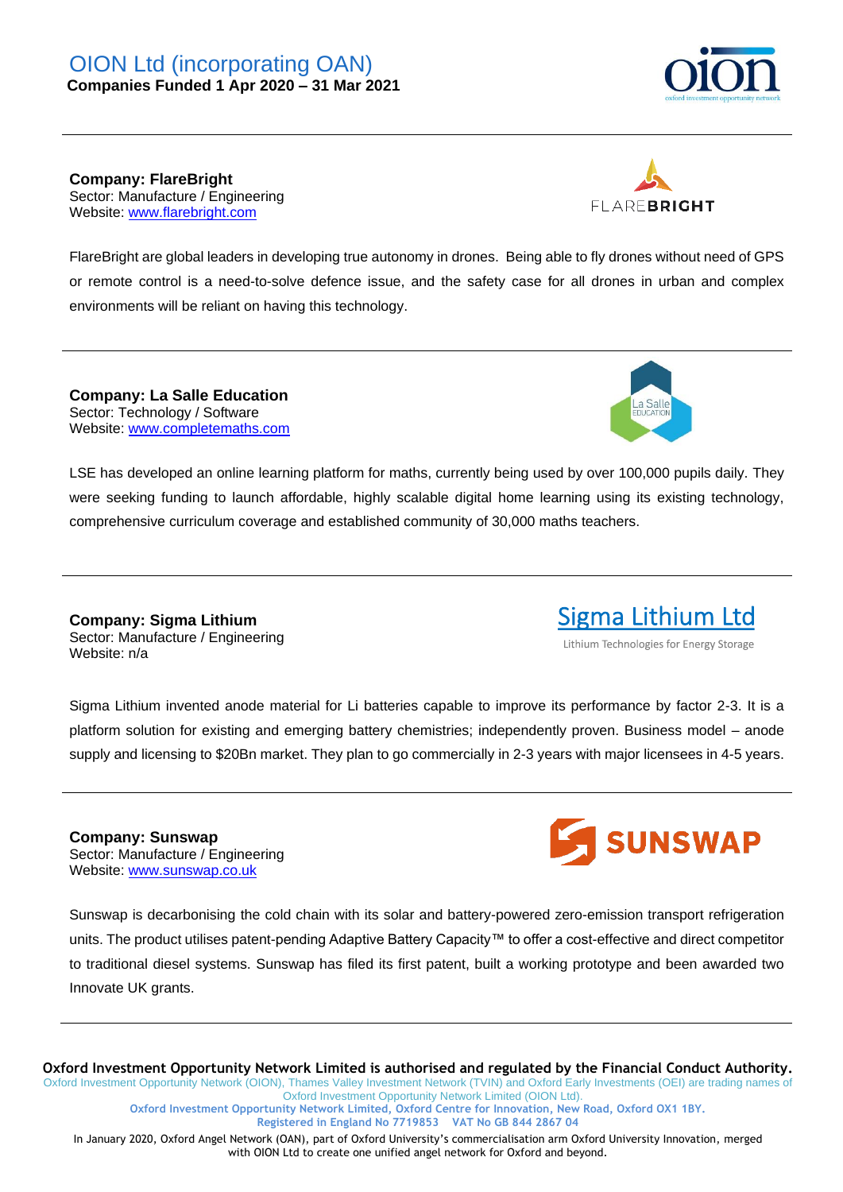# OION Ltd (incorporating OAN)

**Companies Funded 1 Apr 2020 – 31 Mar 2021**

---

**Company: FlareBright**
Sector: Manufacture / Engineering
Website: www.flarebright.com

FlareBright are global leaders in developing true autonomy in drones. Being able to fly drones without need of GPS or remote control is a need-to-solve defence issue, and the safety case for all drones in urban and complex environments will be reliant on having this technology.

---

**Company: La Salle Education**
Sector: Technology / Software
Website: www.completemaths.com

LSE has developed an online learning platform for maths, currently being used by over 100,000 pupils daily. They were seeking funding to launch affordable, highly scalable digital home learning using its existing technology, comprehensive curriculum coverage and established community of 30,000 maths teachers.

---

**Company: Sigma Lithium**
Sector: Manufacture / Engineering
Website: n/a

Sigma Lithium Ltd
Lithium Technologies for Energy Storage

Sigma Lithium invented anode material for Li batteries capable to improve its performance by factor 2-3. It is a platform solution for existing and emerging battery chemistries; independently proven. Business model – anode supply and licensing to $20Bn market. They plan to go commercially in 2-3 years with major licensees in 4-5 years.

---

**Company: Sunswap**
Sector: Manufacture / Engineering
Website: www.sunswap.co.uk

Sunswap is decarbonising the cold chain with its solar and battery-powered zero-emission transport refrigeration units. The product utilises patent-pending Adaptive Battery Capacity™ to offer a cost-effective and direct competitor to traditional diesel systems. Sunswap has filed its first patent, built a working prototype and been awarded two Innovate UK grants.

---

**Oxford Investment Opportunity Network Limited is authorised and regulated by the Financial Conduct Authority.**
Oxford Investment Opportunity Network (OION), Thames Valley Investment Network (TVIN) and Oxford Early Investments (OEI) are trading names of Oxford Investment Opportunity Network Limited (OION Ltd).
**Oxford Investment Opportunity Network Limited, Oxford Centre for Innovation, New Road, Oxford OX1 1BY.**
**Registered in England No 7719853 VAT No GB 844 2867 04**
In January 2020, Oxford Angel Network (OAN), part of Oxford University's commercialisation arm Oxford University Innovation, merged with OION Ltd to create one unified angel network for Oxford and beyond.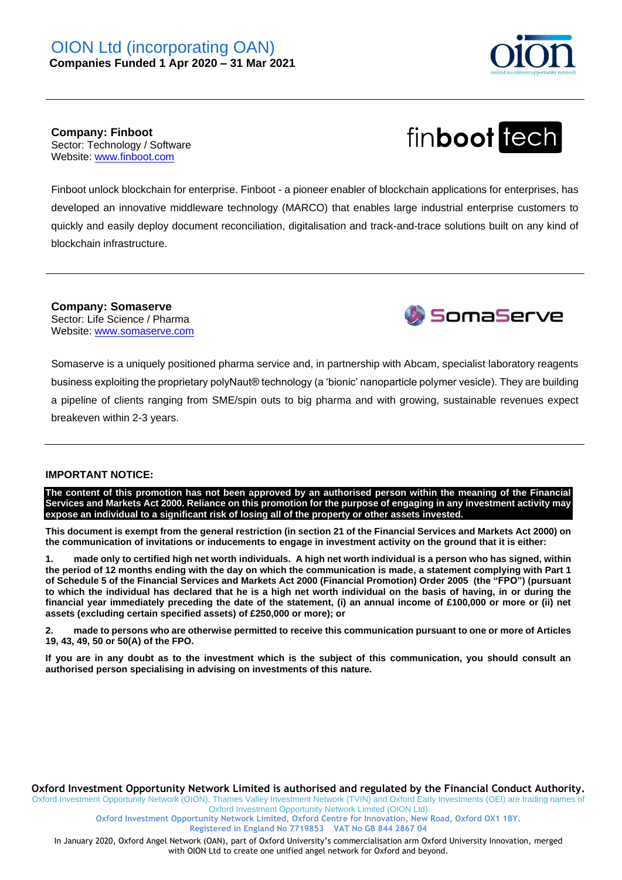# OION Ltd (incorporating OAN)

**Companies Funded 1 Apr 2020 – 31 Mar 2021**

---

**Company: Finboot**
Sector: Technology / Software
Website: www.finboot.com

Finboot unlock blockchain for enterprise. Finboot - a pioneer enabler of blockchain applications for enterprises, has developed an innovative middleware technology (MARCO) that enables large industrial enterprise customers to quickly and easily deploy document reconciliation, digitalisation and track-and-trace solutions built on any kind of blockchain infrastructure.

---

**Company: Somaserve**
Sector: Life Science / Pharma
Website: www.somaserve.com

Somaserve is a uniquely positioned pharma service and, in partnership with Abcam, specialist laboratory reagents business exploiting the proprietary polyNaut® technology (a 'bionic' nanoparticle polymer vesicle). They are building a pipeline of clients ranging from SME/spin outs to big pharma and with growing, sustainable revenues expect breakeven within 2-3 years.

---

**IMPORTANT NOTICE:**

**The content of this promotion has not been approved by an authorised person within the meaning of the Financial Services and Markets Act 2000. Reliance on this promotion for the purpose of engaging in any investment activity may expose an individual to a significant risk of losing all of the property or other assets invested.**

**This document is exempt from the general restriction (in section 21 of the Financial Services and Markets Act 2000) on the communication of invitations or inducements to engage in investment activity on the ground that it is either:**

**1. made only to certified high net worth individuals. A high net worth individual is a person who has signed, within the period of 12 months ending with the day on which the communication is made, a statement complying with Part 1 of Schedule 5 of the Financial Services and Markets Act 2000 (Financial Promotion) Order 2005 (the "FPO") (pursuant to which the individual has declared that he is a high net worth individual on the basis of having, in or during the financial year immediately preceding the date of the statement, (i) an annual income of £100,000 or more or (ii) net assets (excluding certain specified assets) of £250,000 or more); or**

**2. made to persons who are otherwise permitted to receive this communication pursuant to one or more of Articles 19, 43, 49, 50 or 50(A) of the FPO.**

**If you are in any doubt as to the investment which is the subject of this communication, you should consult an authorised person specialising in advising on investments of this nature.**

**Oxford Investment Opportunity Network Limited is authorised and regulated by the Financial Conduct Authority.**
Oxford Investment Opportunity Network (OION), Thames Valley Investment Network (TVIN) and Oxford Early Investments (OEI) are trading names of Oxford Investment Opportunity Network Limited (OION Ltd).
**Oxford Investment Opportunity Network Limited, Oxford Centre for Innovation, New Road, Oxford OX1 1BY.**
**Registered in England No 7719853 VAT No GB 844 2867 04**
In January 2020, Oxford Angel Network (OAN), part of Oxford University's commercialisation arm Oxford University Innovation, merged with OION Ltd to create one unified angel network for Oxford and beyond.